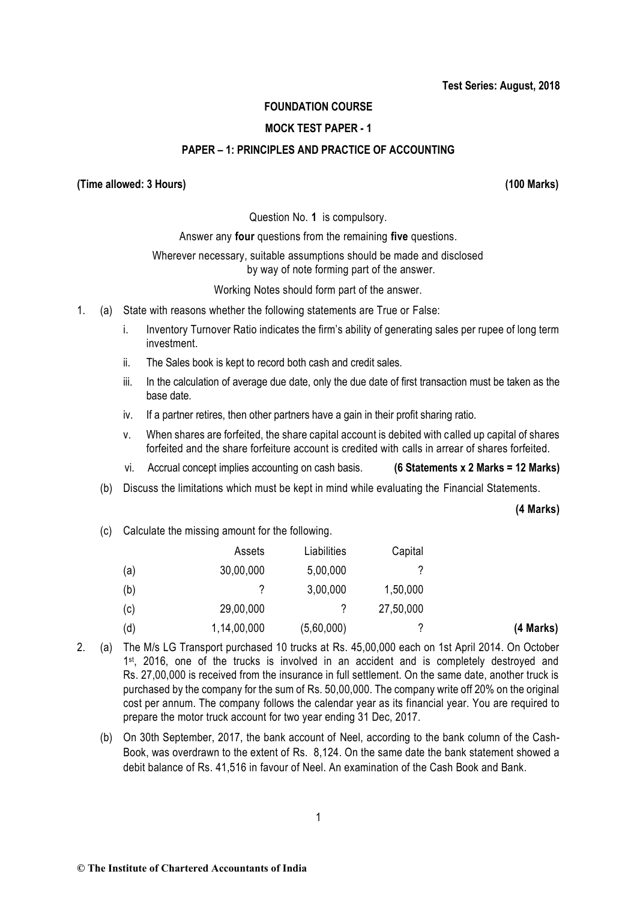**Test Series: August, 2018**

# FOUNDATION COURSE

## MOCK TEST PAPER - 1

## PAPER – 1: PRINCIPLES AND PRACTICE OF ACCOUNTING

**(Time allowed: 3 Hours)** **(100 Marks)**

Question No. **1** is compulsory.

Answer any **four** questions from the remaining **five** questions.

Wherever necessary, suitable assumptions should be made and disclosed by way of note forming part of the answer.

Working Notes should form part of the answer.

1. (a) State with reasons whether the following statements are True or False:

   i. Inventory Turnover Ratio indicates the firm's ability of generating sales per rupee of long term investment.

   ii. The Sales book is kept to record both cash and credit sales.

   iii. In the calculation of average due date, only the due date of first transaction must be taken as the base date.

   iv. If a partner retires, then other partners have a gain in their profit sharing ratio.

   v. When shares are forfeited, the share capital account is debited with called up capital of shares forfeited and the share forfeiture account is credited with calls in arrear of shares forfeited.

   vi. Accrual concept implies accounting on cash basis. **(6 Statements x 2 Marks = 12 Marks)**

   (b) Discuss the limitations which must be kept in mind while evaluating the Financial Statements. **(4 Marks)**

   (c) Calculate the missing amount for the following.

|  | Assets | Liabilities | Capital |
|---|---|---|---|
| (a) | 30,00,000 | 5,00,000 | ? |
| (b) | ? | 3,00,000 | 1,50,000 |
| (c) | 29,00,000 | ? | 27,50,000 |
| (d) | 1,14,00,000 | (5,60,000) | ? |

**(4 Marks)**

2. (a) The M/s LG Transport purchased 10 trucks at Rs. 45,00,000 each on 1st April 2014. On October 1st, 2016, one of the trucks is involved in an accident and is completely destroyed and Rs. 27,00,000 is received from the insurance in full settlement. On the same date, another truck is purchased by the company for the sum of Rs. 50,00,000. The company write off 20% on the original cost per annum. The company follows the calendar year as its financial year. You are required to prepare the motor truck account for two year ending 31 Dec, 2017.

   (b) On 30th September, 2017, the bank account of Neel, according to the bank column of the Cash-Book, was overdrawn to the extent of Rs. 8,124. On the same date the bank statement showed a debit balance of Rs. 41,516 in favour of Neel. An examination of the Cash Book and Bank.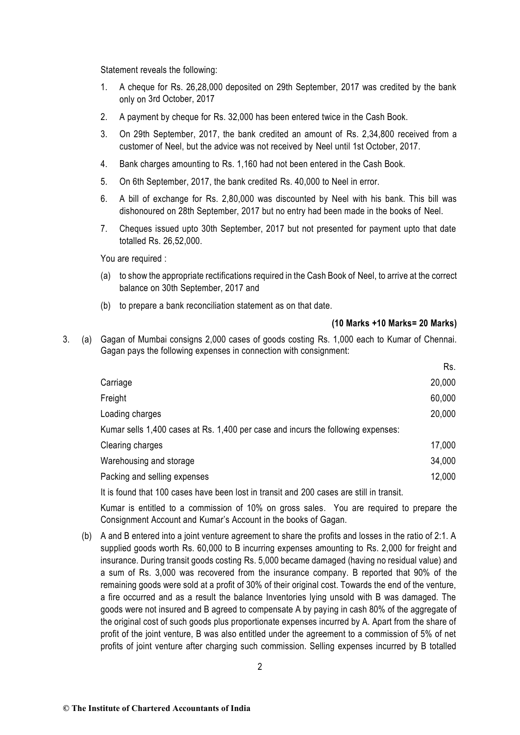Statement reveals the following:

1. A cheque for Rs. 26,28,000 deposited on 29th September, 2017 was credited by the bank only on 3rd October, 2017
2. A payment by cheque for Rs. 32,000 has been entered twice in the Cash Book.
3. On 29th September, 2017, the bank credited an amount of Rs. 2,34,800 received from a customer of Neel, but the advice was not received by Neel until 1st October, 2017.
4. Bank charges amounting to Rs. 1,160 had not been entered in the Cash Book.
5. On 6th September, 2017, the bank credited Rs. 40,000 to Neel in error.
6. A bill of exchange for Rs. 2,80,000 was discounted by Neel with his bank. This bill was dishonoured on 28th September, 2017 but no entry had been made in the books of Neel.
7. Cheques issued upto 30th September, 2017 but not presented for payment upto that date totalled Rs. 26,52,000.

You are required :

(a) to show the appropriate rectifications required in the Cash Book of Neel, to arrive at the correct balance on 30th September, 2017 and

(b) to prepare a bank reconciliation statement as on that date.

**(10 Marks +10 Marks= 20 Marks)**

3. (a) Gagan of Mumbai consigns 2,000 cases of goods costing Rs. 1,000 each to Kumar of Chennai. Gagan pays the following expenses in connection with consignment:

| | Rs. |
|---|---|
| Carriage | 20,000 |
| Freight | 60,000 |
| Loading charges | 20,000 |

Kumar sells 1,400 cases at Rs. 1,400 per case and incurs the following expenses:

| | |
|---|---|
| Clearing charges | 17,000 |
| Warehousing and storage | 34,000 |
| Packing and selling expenses | 12,000 |

It is found that 100 cases have been lost in transit and 200 cases are still in transit.

Kumar is entitled to a commission of 10% on gross sales. You are required to prepare the Consignment Account and Kumar's Account in the books of Gagan.

(b) A and B entered into a joint venture agreement to share the profits and losses in the ratio of 2:1. A supplied goods worth Rs. 60,000 to B incurring expenses amounting to Rs. 2,000 for freight and insurance. During transit goods costing Rs. 5,000 became damaged (having no residual value) and a sum of Rs. 3,000 was recovered from the insurance company. B reported that 90% of the remaining goods were sold at a profit of 30% of their original cost. Towards the end of the venture, a fire occurred and as a result the balance Inventories lying unsold with B was damaged. The goods were not insured and B agreed to compensate A by paying in cash 80% of the aggregate of the original cost of such goods plus proportionate expenses incurred by A. Apart from the share of profit of the joint venture, B was also entitled under the agreement to a commission of 5% of net profits of joint venture after charging such commission. Selling expenses incurred by B totalled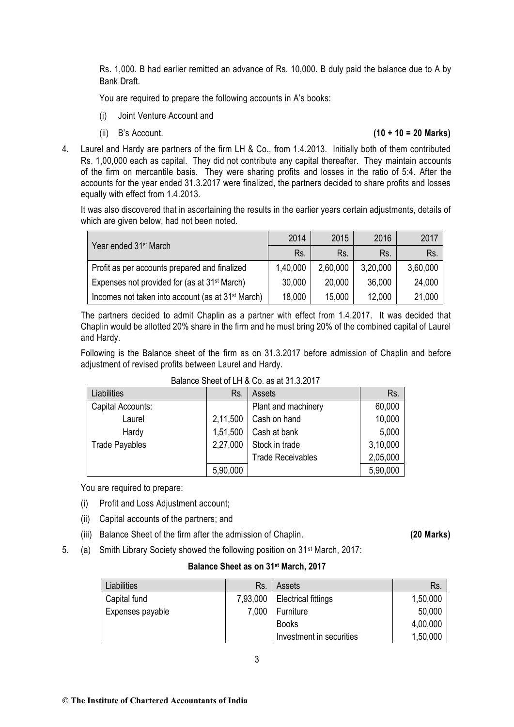Rs. 1,000. B had earlier remitted an advance of Rs. 10,000. B duly paid the balance due to A by Bank Draft.

You are required to prepare the following accounts in A's books:

(i) Joint Venture Account and

(ii) B's Account. **(10 + 10 = 20 Marks)**

4. Laurel and Hardy are partners of the firm LH & Co., from 1.4.2013. Initially both of them contributed Rs. 1,00,000 each as capital. They did not contribute any capital thereafter. They maintain accounts of the firm on mercantile basis. They were sharing profits and losses in the ratio of 5:4. After the accounts for the year ended 31.3.2017 were finalized, the partners decided to share profits and losses equally with effect from 1.4.2013.

It was also discovered that in ascertaining the results in the earlier years certain adjustments, details of which are given below, had not been noted.

| Year ended 31st March | 2014 | 2015 | 2016 | 2017 |
|---|---|---|---|---|
| | Rs. | Rs. | Rs. | Rs. |
| Profit as per accounts prepared and finalized | 1,40,000 | 2,60,000 | 3,20,000 | 3,60,000 |
| Expenses not provided for (as at 31st March) | 30,000 | 20,000 | 36,000 | 24,000 |
| Incomes not taken into account (as at 31st March) | 18,000 | 15,000 | 12,000 | 21,000 |

The partners decided to admit Chaplin as a partner with effect from 1.4.2017. It was decided that Chaplin would be allotted 20% share in the firm and he must bring 20% of the combined capital of Laurel and Hardy.

Following is the Balance sheet of the firm as on 31.3.2017 before admission of Chaplin and before adjustment of revised profits between Laurel and Hardy.

Balance Sheet of LH & Co. as at 31.3.2017

| Liabilities | Rs. | Assets | Rs. |
|---|---|---|---|
| Capital Accounts: | | Plant and machinery | 60,000 |
| Laurel | 2,11,500 | Cash on hand | 10,000 |
| Hardy | 1,51,500 | Cash at bank | 5,000 |
| Trade Payables | 2,27,000 | Stock in trade | 3,10,000 |
| | | Trade Receivables | 2,05,000 |
| | 5,90,000 | | 5,90,000 |

You are required to prepare:

(i) Profit and Loss Adjustment account;

(ii) Capital accounts of the partners; and

(iii) Balance Sheet of the firm after the admission of Chaplin. **(20 Marks)**

5. (a) Smith Library Society showed the following position on 31st March, 2017:

**Balance Sheet as on 31st March, 2017**

| Liabilities | Rs. | Assets | Rs. |
|---|---|---|---|
| Capital fund | 7,93,000 | Electrical fittings | 1,50,000 |
| Expenses payable | 7,000 | Furniture | 50,000 |
| | | Books | 4,00,000 |
| | | Investment in securities | 1,50,000 |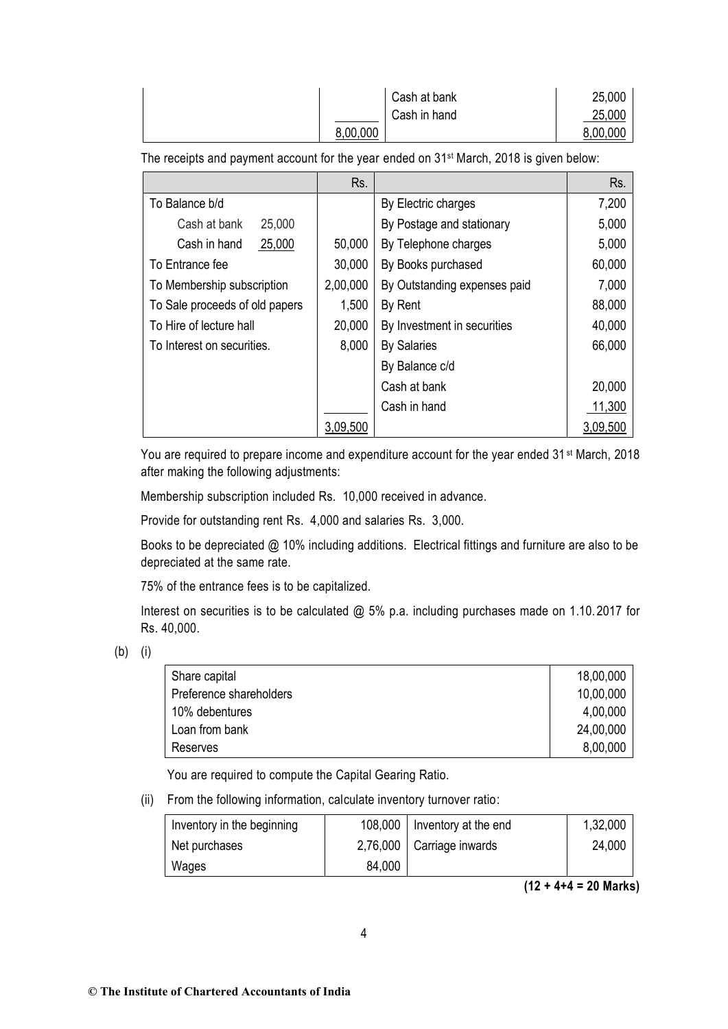| | | | |
|---|---|---|---|
| | | Cash at bank | 25,000 |
| | | Cash in hand | 25,000 |
| | 8,00,000 | | 8,00,000 |

The receipts and payment account for the year ended on 31st March, 2018 is given below:

| | Rs. | | Rs. |
|---|---|---|---|
| To Balance b/d | | By Electric charges | 7,200 |
| Cash at bank 25,000 | | By Postage and stationary | 5,000 |
| Cash in hand 25,000 | 50,000 | By Telephone charges | 5,000 |
| To Entrance fee | 30,000 | By Books purchased | 60,000 |
| To Membership subscription | 2,00,000 | By Outstanding expenses paid | 7,000 |
| To Sale proceeds of old papers | 1,500 | By Rent | 88,000 |
| To Hire of lecture hall | 20,000 | By Investment in securities | 40,000 |
| To Interest on securities. | 8,000 | By Salaries | 66,000 |
| | | By Balance c/d | |
| | | Cash at bank | 20,000 |
| | | Cash in hand | 11,300 |
| | 3,09,500 | | 3,09,500 |

You are required to prepare income and expenditure account for the year ended 31st March, 2018 after making the following adjustments:

Membership subscription included Rs. 10,000 received in advance.

Provide for outstanding rent Rs. 4,000 and salaries Rs. 3,000.

Books to be depreciated @ 10% including additions. Electrical fittings and furniture are also to be depreciated at the same rate.

75% of the entrance fees is to be capitalized.

Interest on securities is to be calculated @ 5% p.a. including purchases made on 1.10.2017 for Rs. 40,000.

(b) (i)

| | |
|---|---|
| Share capital | 18,00,000 |
| Preference shareholders | 10,00,000 |
| 10% debentures | 4,00,000 |
| Loan from bank | 24,00,000 |
| Reserves | 8,00,000 |

You are required to compute the Capital Gearing Ratio.

(ii) From the following information, calculate inventory turnover ratio:

| | | | |
|---|---|---|---|
| Inventory in the beginning | 108,000 | Inventory at the end | 1,32,000 |
| Net purchases | 2,76,000 | Carriage inwards | 24,000 |
| Wages | 84,000 | | |

**(12 + 4+4 = 20 Marks)**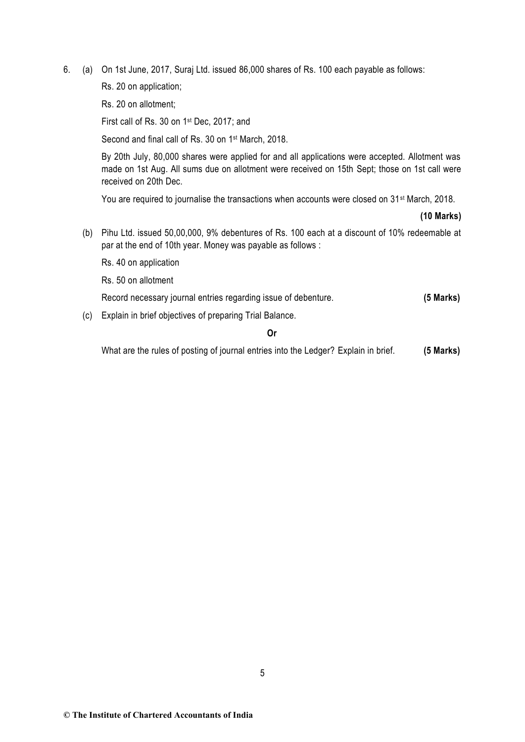6. (a) On 1st June, 2017, Suraj Ltd. issued 86,000 shares of Rs. 100 each payable as follows:

   Rs. 20 on application;

   Rs. 20 on allotment;

   First call of Rs. 30 on 1st Dec, 2017; and

   Second and final call of Rs. 30 on 1st March, 2018.

   By 20th July, 80,000 shares were applied for and all applications were accepted. Allotment was made on 1st Aug. All sums due on allotment were received on 15th Sept; those on 1st call were received on 20th Dec.

   You are required to journalise the transactions when accounts were closed on 31st March, 2018.

   **(10 Marks)**

   (b) Pihu Ltd. issued 50,00,000, 9% debentures of Rs. 100 each at a discount of 10% redeemable at par at the end of 10th year. Money was payable as follows :

   Rs. 40 on application

   Rs. 50 on allotment

   Record necessary journal entries regarding issue of debenture. **(5 Marks)**

   (c) Explain in brief objectives of preparing Trial Balance.

   **Or**

   What are the rules of posting of journal entries into the Ledger? Explain in brief. **(5 Marks)**